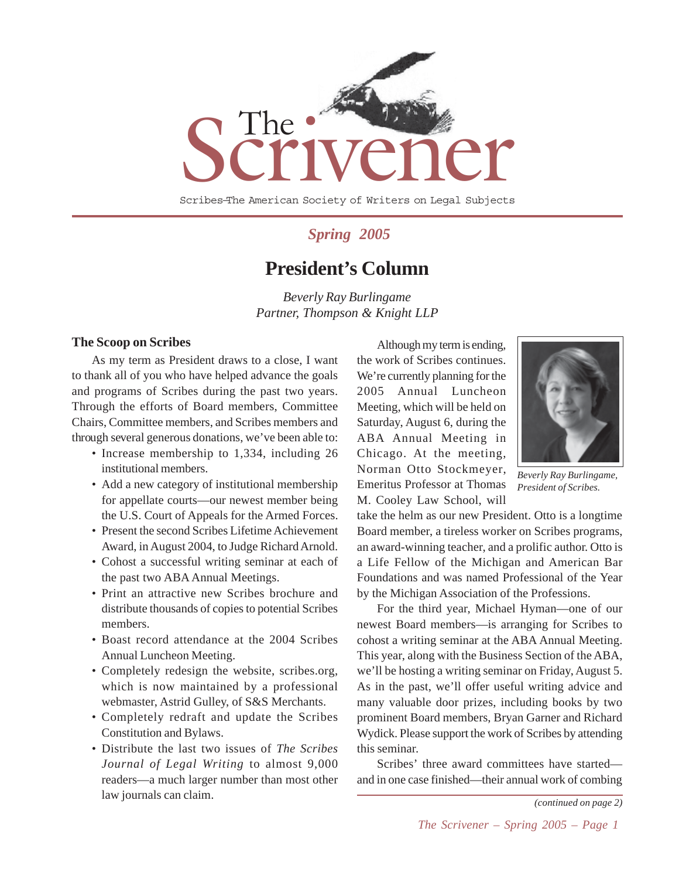# The Scrivener

Scribes—The American Society of Writers on Legal Subjects

*Spring 2005*

## President's Column

*Beverly Ray Burlingame*
*Partner, Thompson & Knight LLP*

### The Scoop on Scribes

As my term as President draws to a close, I want to thank all of you who have helped advance the goals and programs of Scribes during the past two years. Through the efforts of Board members, Committee Chairs, Committee members, and Scribes members and through several generous donations, we've been able to:

- Increase membership to 1,334, including 26 institutional members.
- Add a new category of institutional membership for appellate courts—our newest member being the U.S. Court of Appeals for the Armed Forces.
- Present the second Scribes Lifetime Achievement Award, in August 2004, to Judge Richard Arnold.
- Cohost a successful writing seminar at each of the past two ABA Annual Meetings.
- Print an attractive new Scribes brochure and distribute thousands of copies to potential Scribes members.
- Boast record attendance at the 2004 Scribes Annual Luncheon Meeting.
- Completely redesign the website, scribes.org, which is now maintained by a professional webmaster, Astrid Gulley, of S&S Merchants.
- Completely redraft and update the Scribes Constitution and Bylaws.
- Distribute the last two issues of *The Scribes Journal of Legal Writing* to almost 9,000 readers—a much larger number than most other law journals can claim.

*Beverly Ray Burlingame, President of Scribes.*

Although my term is ending, the work of Scribes continues. We're currently planning for the 2005 Annual Luncheon Meeting, which will be held on Saturday, August 6, during the ABA Annual Meeting in Chicago. At the meeting, Norman Otto Stockmeyer, Emeritus Professor at Thomas M. Cooley Law School, will take the helm as our new President. Otto is a longtime Board member, a tireless worker on Scribes programs, an award-winning teacher, and a prolific author. Otto is a Life Fellow of the Michigan and American Bar Foundations and was named Professional of the Year by the Michigan Association of the Professions.

For the third year, Michael Hyman—one of our newest Board members—is arranging for Scribes to cohost a writing seminar at the ABA Annual Meeting. This year, along with the Business Section of the ABA, we'll be hosting a writing seminar on Friday, August 5. As in the past, we'll offer useful writing advice and many valuable door prizes, including books by two prominent Board members, Bryan Garner and Richard Wydick. Please support the work of Scribes by attending this seminar.

Scribes' three award committees have started—and in one case finished—their annual work of combing

*(continued on page 2)*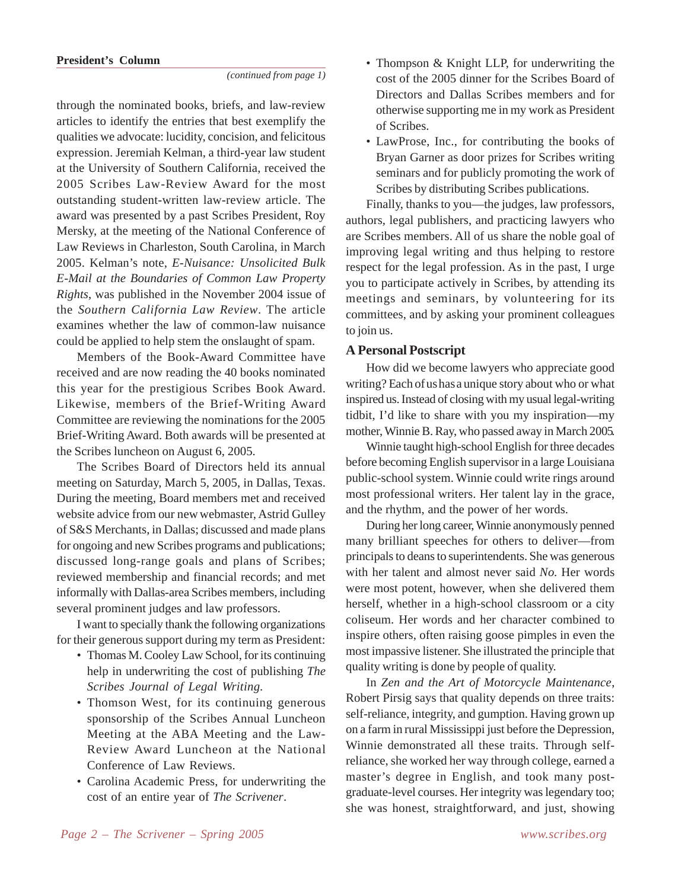**President's Column**

*(continued from page 1)*

through the nominated books, briefs, and law-review articles to identify the entries that best exemplify the qualities we advocate: lucidity, concision, and felicitous expression. Jeremiah Kelman, a third-year law student at the University of Southern California, received the 2005 Scribes Law-Review Award for the most outstanding student-written law-review article. The award was presented by a past Scribes President, Roy Mersky, at the meeting of the National Conference of Law Reviews in Charleston, South Carolina, in March 2005. Kelman's note, *E-Nuisance: Unsolicited Bulk E-Mail at the Boundaries of Common Law Property Rights*, was published in the November 2004 issue of the *Southern California Law Review*. The article examines whether the law of common-law nuisance could be applied to help stem the onslaught of spam.

Members of the Book-Award Committee have received and are now reading the 40 books nominated this year for the prestigious Scribes Book Award. Likewise, members of the Brief-Writing Award Committee are reviewing the nominations for the 2005 Brief-Writing Award. Both awards will be presented at the Scribes luncheon on August 6, 2005.

The Scribes Board of Directors held its annual meeting on Saturday, March 5, 2005, in Dallas, Texas. During the meeting, Board members met and received website advice from our new webmaster, Astrid Gulley of S&S Merchants, in Dallas; discussed and made plans for ongoing and new Scribes programs and publications; discussed long-range goals and plans of Scribes; reviewed membership and financial records; and met informally with Dallas-area Scribes members, including several prominent judges and law professors.

I want to specially thank the following organizations for their generous support during my term as President:

- Thomas M. Cooley Law School, for its continuing help in underwriting the cost of publishing *The Scribes Journal of Legal Writing*.
- Thomson West, for its continuing generous sponsorship of the Scribes Annual Luncheon Meeting at the ABA Meeting and the Law-Review Award Luncheon at the National Conference of Law Reviews.
- Carolina Academic Press, for underwriting the cost of an entire year of *The Scrivener*.
- Thompson & Knight LLP, for underwriting the cost of the 2005 dinner for the Scribes Board of Directors and Dallas Scribes members and for otherwise supporting me in my work as President of Scribes.
- LawProse, Inc., for contributing the books of Bryan Garner as door prizes for Scribes writing seminars and for publicly promoting the work of Scribes by distributing Scribes publications.

Finally, thanks to you—the judges, law professors, authors, legal publishers, and practicing lawyers who are Scribes members. All of us share the noble goal of improving legal writing and thus helping to restore respect for the legal profession. As in the past, I urge you to participate actively in Scribes, by attending its meetings and seminars, by volunteering for its committees, and by asking your prominent colleagues to join us.

### A Personal Postscript

How did we become lawyers who appreciate good writing? Each of us has a unique story about who or what inspired us. Instead of closing with my usual legal-writing tidbit, I'd like to share with you my inspiration—my mother, Winnie B. Ray, who passed away in March 2005.

Winnie taught high-school English for three decades before becoming English supervisor in a large Louisiana public-school system. Winnie could write rings around most professional writers. Her talent lay in the grace, and the rhythm, and the power of her words.

During her long career, Winnie anonymously penned many brilliant speeches for others to deliver—from principals to deans to superintendents. She was generous with her talent and almost never said *No*. Her words were most potent, however, when she delivered them herself, whether in a high-school classroom or a city coliseum. Her words and her character combined to inspire others, often raising goose pimples in even the most impassive listener. She illustrated the principle that quality writing is done by people of quality.

In *Zen and the Art of Motorcycle Maintenance*, Robert Pirsig says that quality depends on three traits: self-reliance, integrity, and gumption. Having grown up on a farm in rural Mississippi just before the Depression, Winnie demonstrated all these traits. Through self-reliance, she worked her way through college, earned a master's degree in English, and took many post-graduate-level courses. Her integrity was legendary too; she was honest, straightforward, and just, showing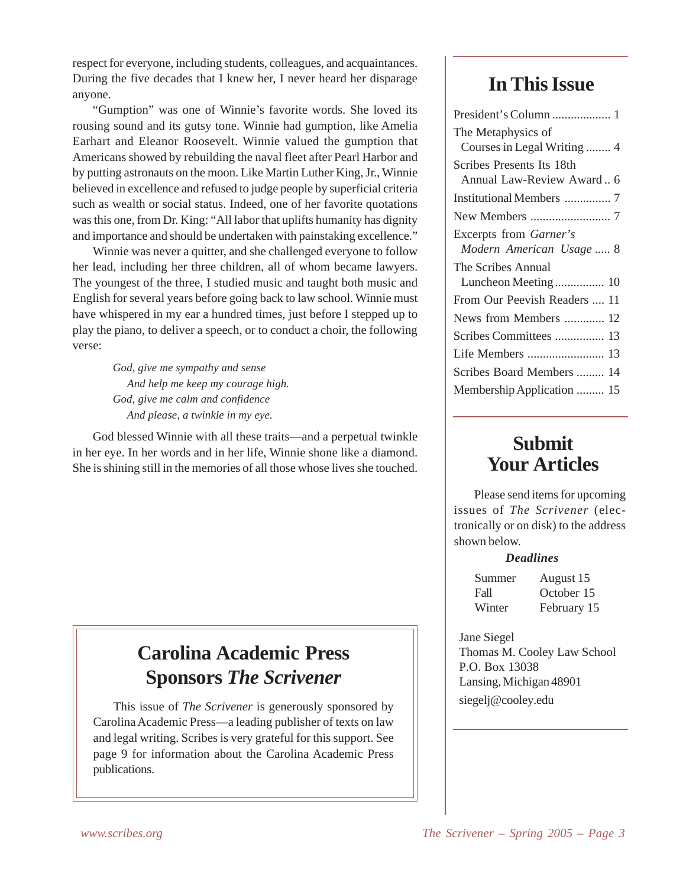respect for everyone, including students, colleagues, and acquaintances. During the five decades that I knew her, I never heard her disparage anyone.

"Gumption" was one of Winnie's favorite words. She loved its rousing sound and its gutsy tone. Winnie had gumption, like Amelia Earhart and Eleanor Roosevelt. Winnie valued the gumption that Americans showed by rebuilding the naval fleet after Pearl Harbor and by putting astronauts on the moon. Like Martin Luther King, Jr., Winnie believed in excellence and refused to judge people by superficial criteria such as wealth or social status. Indeed, one of her favorite quotations was this one, from Dr. King: "All labor that uplifts humanity has dignity and importance and should be undertaken with painstaking excellence."

Winnie was never a quitter, and she challenged everyone to follow her lead, including her three children, all of whom became lawyers. The youngest of the three, I studied music and taught both music and English for several years before going back to law school. Winnie must have whispered in my ear a hundred times, just before I stepped up to play the piano, to deliver a speech, or to conduct a choir, the following verse:

> *God, give me sympathy and sense*
> *And help me keep my courage high.*
> *God, give me calm and confidence*
> *And please, a twinkle in my eye.*

God blessed Winnie with all these traits—and a perpetual twinkle in her eye. In her words and in her life, Winnie shone like a diamond. She is shining still in the memories of all those whose lives she touched.

## Carolina Academic Press Sponsors *The Scrivener*

This issue of *The Scrivener* is generously sponsored by Carolina Academic Press—a leading publisher of texts on law and legal writing. Scribes is very grateful for this support. See page 9 for information about the Carolina Academic Press publications.

## In This Issue

President's Column .................. 1
The Metaphysics of Courses in Legal Writing ........ 4
Scribes Presents Its 18th Annual Law-Review Award .. 6
Institutional Members .............. 7
New Members .......................... 7
Excerpts from *Garner's Modern American Usage* ..... 8
The Scribes Annual Luncheon Meeting ................ 10
From Our Peevish Readers .... 11
News from Members ............ 12
Scribes Committees ............... 13
Life Members ......................... 13
Scribes Board Members ......... 14
Membership Application ......... 15

## Submit Your Articles

Please send items for upcoming issues of *The Scrivener* (electronically or on disk) to the address shown below.

***Deadlines***

| | |
|---|---|
| Summer | August 15 |
| Fall | October 15 |
| Winter | February 15 |

Jane Siegel
Thomas M. Cooley Law School
P.O. Box 13038
Lansing, Michigan 48901
siegelj@cooley.edu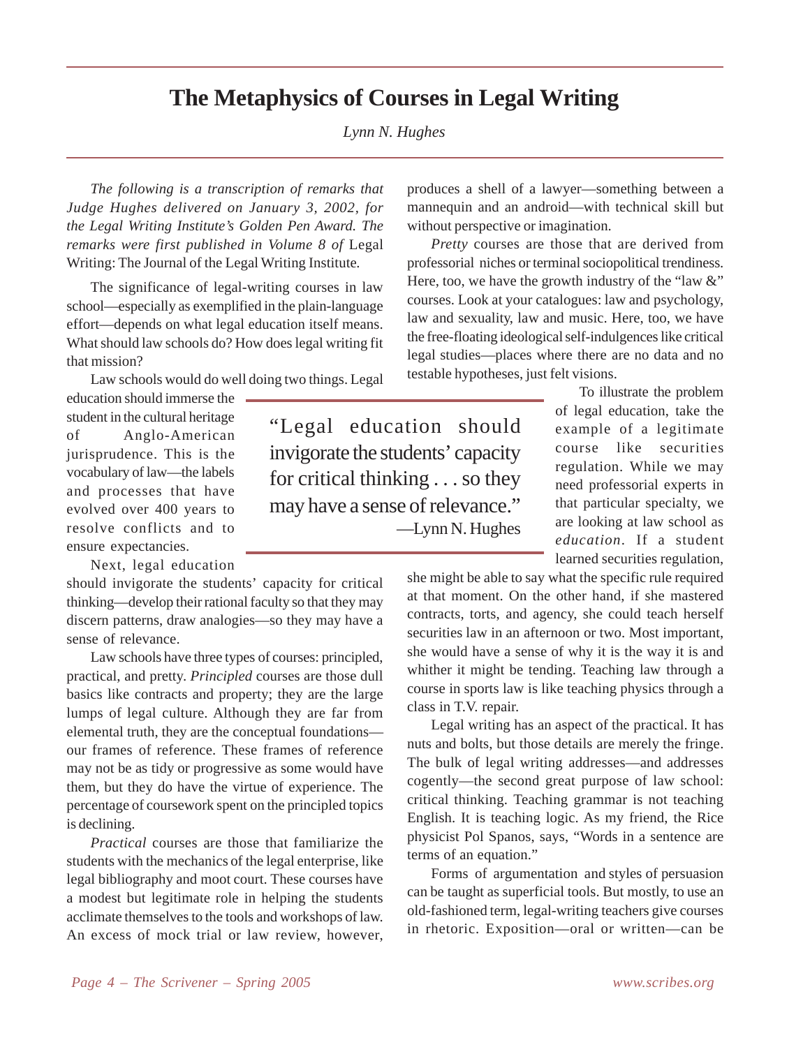# The Metaphysics of Courses in Legal Writing

*Lynn N. Hughes*

*The following is a transcription of remarks that Judge Hughes delivered on January 3, 2002, for the Legal Writing Institute's Golden Pen Award. The remarks were first published in Volume 8 of* Legal Writing: The Journal of the Legal Writing Institute.

The significance of legal-writing courses in law school—especially as exemplified in the plain-language effort—depends on what legal education itself means. What should law schools do? How does legal writing fit that mission?

Law schools would do well doing two things. Legal education should immerse the student in the cultural heritage of Anglo-American jurisprudence. This is the vocabulary of law—the labels and processes that have evolved over 400 years to resolve conflicts and to ensure expectancies.

Next, legal education should invigorate the students' capacity for critical thinking—develop their rational faculty so that they may discern patterns, draw analogies—so they may have a sense of relevance.

Law schools have three types of courses: principled, practical, and pretty. *Principled* courses are those dull basics like contracts and property; they are the large lumps of legal culture. Although they are far from elemental truth, they are the conceptual foundations—our frames of reference. These frames of reference may not be as tidy or progressive as some would have them, but they do have the virtue of experience. The percentage of coursework spent on the principled topics is declining.

*Practical* courses are those that familiarize the students with the mechanics of the legal enterprise, like legal bibliography and moot court. These courses have a modest but legitimate role in helping the students acclimate themselves to the tools and workshops of law. An excess of mock trial or law review, however, produces a shell of a lawyer—something between a mannequin and an android—with technical skill but without perspective or imagination.

*Pretty* courses are those that are derived from professorial niches or terminal sociopolitical trendiness. Here, too, we have the growth industry of the "law &" courses. Look at your catalogues: law and psychology, law and sexuality, law and music. Here, too, we have the free-floating ideological self-indulgences like critical legal studies—places where there are no data and no testable hypotheses, just felt visions.

> "Legal education should invigorate the students' capacity for critical thinking . . . so they may have a sense of relevance."
> —Lynn N. Hughes

To illustrate the problem of legal education, take the example of a legitimate course like securities regulation. While we may need professorial experts in that particular specialty, we are looking at law school as *education*. If a student learned securities regulation, she might be able to say what the specific rule required at that moment. On the other hand, if she mastered contracts, torts, and agency, she could teach herself securities law in an afternoon or two. Most important, she would have a sense of why it is the way it is and whither it might be tending. Teaching law through a course in sports law is like teaching physics through a class in T.V. repair.

Legal writing has an aspect of the practical. It has nuts and bolts, but those details are merely the fringe. The bulk of legal writing addresses—and addresses cogently—the second great purpose of law school: critical thinking. Teaching grammar is not teaching English. It is teaching logic. As my friend, the Rice physicist Pol Spanos, says, "Words in a sentence are terms of an equation."

Forms of argumentation and styles of persuasion can be taught as superficial tools. But mostly, to use an old-fashioned term, legal-writing teachers give courses in rhetoric. Exposition—oral or written—can be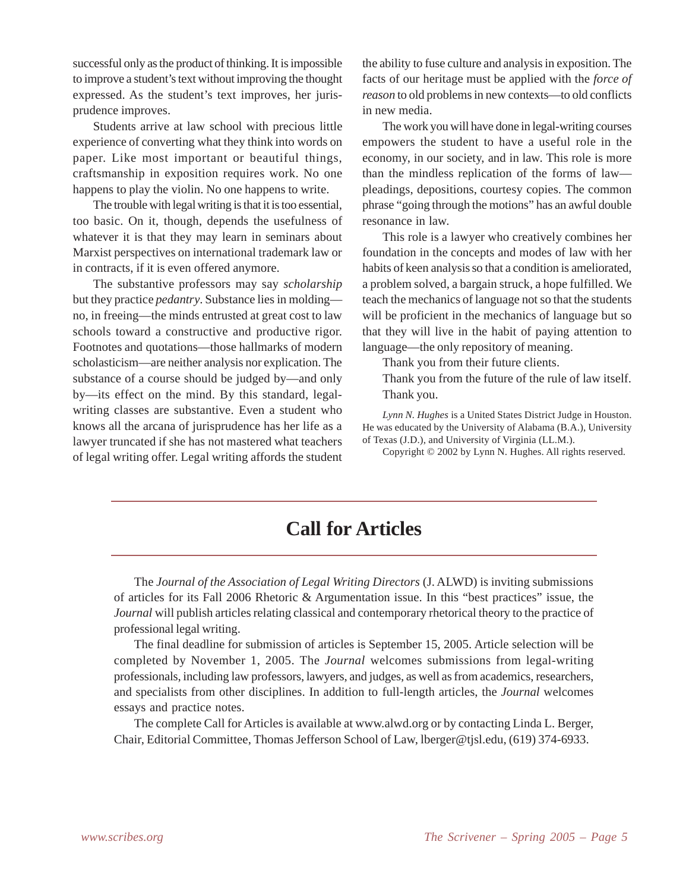successful only as the product of thinking. It is impossible to improve a student's text without improving the thought expressed. As the student's text improves, her jurisprudence improves.

Students arrive at law school with precious little experience of converting what they think into words on paper. Like most important or beautiful things, craftsmanship in exposition requires work. No one happens to play the violin. No one happens to write.

The trouble with legal writing is that it is too essential, too basic. On it, though, depends the usefulness of whatever it is that they may learn in seminars about Marxist perspectives on international trademark law or in contracts, if it is even offered anymore.

The substantive professors may say *scholarship* but they practice *pedantry*. Substance lies in molding—no, in freeing—the minds entrusted at great cost to law schools toward a constructive and productive rigor. Footnotes and quotations—those hallmarks of modern scholasticism—are neither analysis nor explication. The substance of a course should be judged by—and only by—its effect on the mind. By this standard, legal-writing classes are substantive. Even a student who knows all the arcana of jurisprudence has her life as a lawyer truncated if she has not mastered what teachers of legal writing offer. Legal writing affords the student the ability to fuse culture and analysis in exposition. The facts of our heritage must be applied with the *force of reason* to old problems in new contexts—to old conflicts in new media.

The work you will have done in legal-writing courses empowers the student to have a useful role in the economy, in our society, and in law. This role is more than the mindless replication of the forms of law—pleadings, depositions, courtesy copies. The common phrase "going through the motions" has an awful double resonance in law.

This role is a lawyer who creatively combines her foundation in the concepts and modes of law with her habits of keen analysis so that a condition is ameliorated, a problem solved, a bargain struck, a hope fulfilled. We teach the mechanics of language not so that the students will be proficient in the mechanics of language but so that they will live in the habit of paying attention to language—the only repository of meaning.

Thank you from their future clients.

Thank you from the future of the rule of law itself.

Thank you.

*Lynn N. Hughes* is a United States District Judge in Houston. He was educated by the University of Alabama (B.A.), University of Texas (J.D.), and University of Virginia (LL.M.).

Copyright © 2002 by Lynn N. Hughes. All rights reserved.

# Call for Articles

The *Journal of the Association of Legal Writing Directors* (J. ALWD) is inviting submissions of articles for its Fall 2006 Rhetoric & Argumentation issue. In this "best practices" issue, the *Journal* will publish articles relating classical and contemporary rhetorical theory to the practice of professional legal writing.

The final deadline for submission of articles is September 15, 2005. Article selection will be completed by November 1, 2005. The *Journal* welcomes submissions from legal-writing professionals, including law professors, lawyers, and judges, as well as from academics, researchers, and specialists from other disciplines. In addition to full-length articles, the *Journal* welcomes essays and practice notes.

The complete Call for Articles is available at www.alwd.org or by contacting Linda L. Berger, Chair, Editorial Committee, Thomas Jefferson School of Law, lberger@tjsl.edu, (619) 374-6933.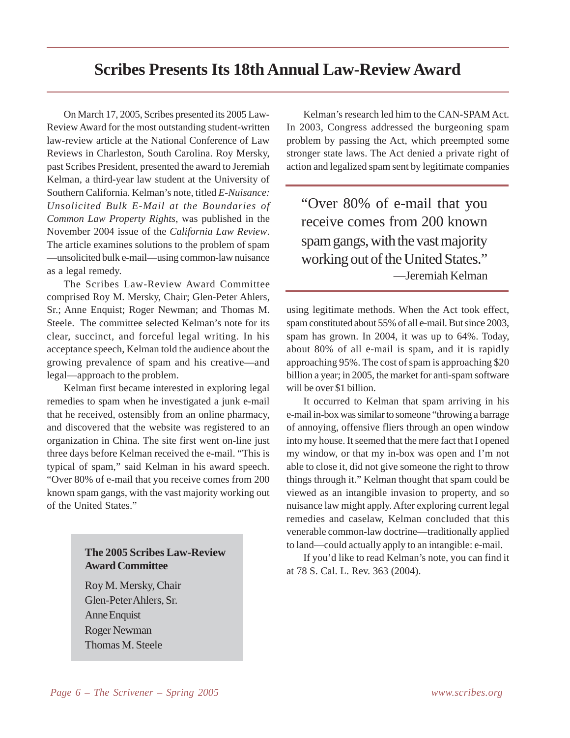# Scribes Presents Its 18th Annual Law-Review Award

On March 17, 2005, Scribes presented its 2005 Law-Review Award for the most outstanding student-written law-review article at the National Conference of Law Reviews in Charleston, South Carolina. Roy Mersky, past Scribes President, presented the award to Jeremiah Kelman, a third-year law student at the University of Southern California. Kelman's note, titled *E-Nuisance: Unsolicited Bulk E-Mail at the Boundaries of Common Law Property Rights*, was published in the November 2004 issue of the *California Law Review*. The article examines solutions to the problem of spam —unsolicited bulk e-mail—using common-law nuisance as a legal remedy.

The Scribes Law-Review Award Committee comprised Roy M. Mersky, Chair; Glen-Peter Ahlers, Sr.; Anne Enquist; Roger Newman; and Thomas M. Steele. The committee selected Kelman's note for its clear, succinct, and forceful legal writing. In his acceptance speech, Kelman told the audience about the growing prevalence of spam and his creative—and legal—approach to the problem.

Kelman first became interested in exploring legal remedies to spam when he investigated a junk e-mail that he received, ostensibly from an online pharmacy, and discovered that the website was registered to an organization in China. The site first went on-line just three days before Kelman received the e-mail. "This is typical of spam," said Kelman in his award speech. "Over 80% of e-mail that you receive comes from 200 known spam gangs, with the vast majority working out of the United States."

> **The 2005 Scribes Law-Review Award Committee**
>
> Roy M. Mersky, Chair
> Glen-Peter Ahlers, Sr.
> Anne Enquist
> Roger Newman
> Thomas M. Steele

Kelman's research led him to the CAN-SPAM Act. In 2003, Congress addressed the burgeoning spam problem by passing the Act, which preempted some stronger state laws. The Act denied a private right of action and legalized spam sent by legitimate companies using legitimate methods. When the Act took effect, spam constituted about 55% of all e-mail. But since 2003, spam has grown. In 2004, it was up to 64%. Today, about 80% of all e-mail is spam, and it is rapidly approaching 95%. The cost of spam is approaching $20 billion a year; in 2005, the market for anti-spam software will be over $1 billion.

> "Over 80% of e-mail that you receive comes from 200 known spam gangs, with the vast majority working out of the United States."
>
> —Jeremiah Kelman

It occurred to Kelman that spam arriving in his e-mail in-box was similar to someone "throwing a barrage of annoying, offensive fliers through an open window into my house. It seemed that the mere fact that I opened my window, or that my in-box was open and I'm not able to close it, did not give someone the right to throw things through it." Kelman thought that spam could be viewed as an intangible invasion to property, and so nuisance law might apply. After exploring current legal remedies and caselaw, Kelman concluded that this venerable common-law doctrine—traditionally applied to land—could actually apply to an intangible: e-mail.

If you'd like to read Kelman's note, you can find it at 78 S. Cal. L. Rev. 363 (2004).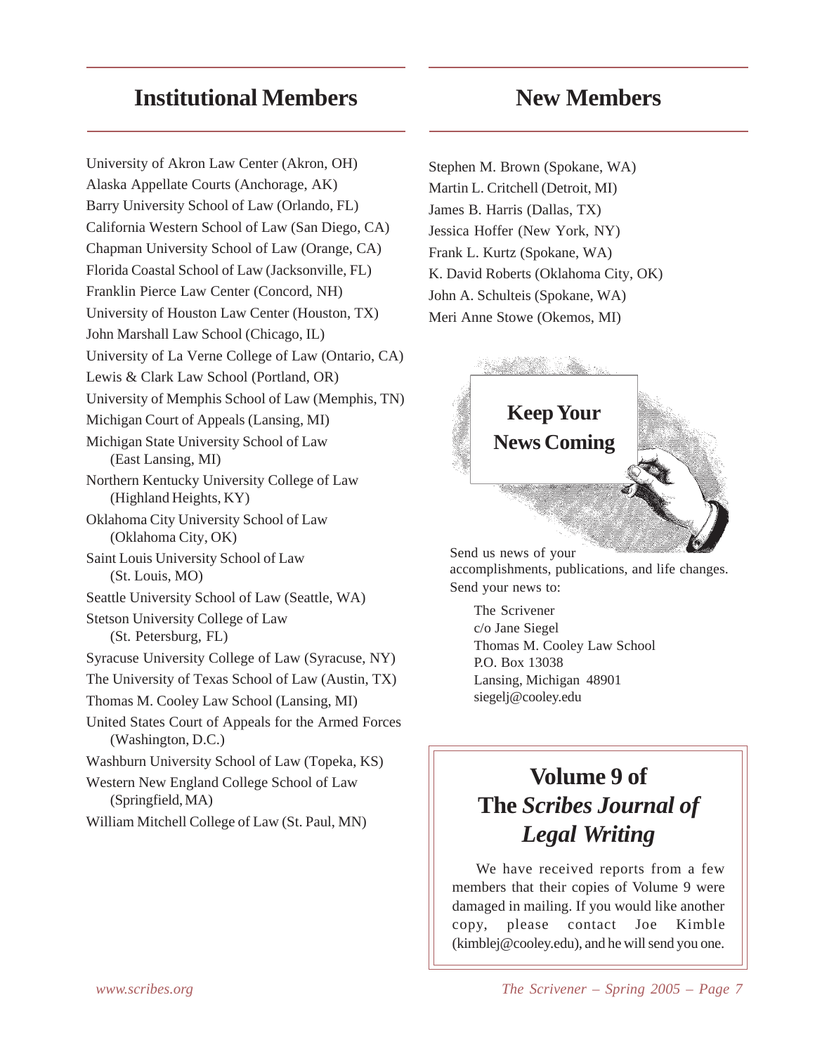## Institutional Members

University of Akron Law Center (Akron, OH)
Alaska Appellate Courts (Anchorage, AK)
Barry University School of Law (Orlando, FL)
California Western School of Law (San Diego, CA)
Chapman University School of Law (Orange, CA)
Florida Coastal School of Law (Jacksonville, FL)
Franklin Pierce Law Center (Concord, NH)
University of Houston Law Center (Houston, TX)
John Marshall Law School (Chicago, IL)
University of La Verne College of Law (Ontario, CA)
Lewis & Clark Law School (Portland, OR)
University of Memphis School of Law (Memphis, TN)
Michigan Court of Appeals (Lansing, MI)
Michigan State University School of Law (East Lansing, MI)
Northern Kentucky University College of Law (Highland Heights, KY)
Oklahoma City University School of Law (Oklahoma City, OK)
Saint Louis University School of Law (St. Louis, MO)
Seattle University School of Law (Seattle, WA)
Stetson University College of Law (St. Petersburg, FL)
Syracuse University College of Law (Syracuse, NY)
The University of Texas School of Law (Austin, TX)
Thomas M. Cooley Law School (Lansing, MI)
United States Court of Appeals for the Armed Forces (Washington, D.C.)
Washburn University School of Law (Topeka, KS)
Western New England College School of Law (Springfield, MA)
William Mitchell College of Law (St. Paul, MN)

## New Members

Stephen M. Brown (Spokane, WA)
Martin L. Critchell (Detroit, MI)
James B. Harris (Dallas, TX)
Jessica Hoffer (New York, NY)
Frank L. Kurtz (Spokane, WA)
K. David Roberts (Oklahoma City, OK)
John A. Schulteis (Spokane, WA)
Meri Anne Stowe (Okemos, MI)

**Keep Your News Coming**

Send us news of your accomplishments, publications, and life changes. Send your news to:

The Scrivener
c/o Jane Siegel
Thomas M. Cooley Law School
P.O. Box 13038
Lansing, Michigan 48901
siegelj@cooley.edu

## Volume 9 of The *Scribes Journal of Legal Writing*

We have received reports from a few members that their copies of Volume 9 were damaged in mailing. If you would like another copy, please contact Joe Kimble (kimblej@cooley.edu), and he will send you one.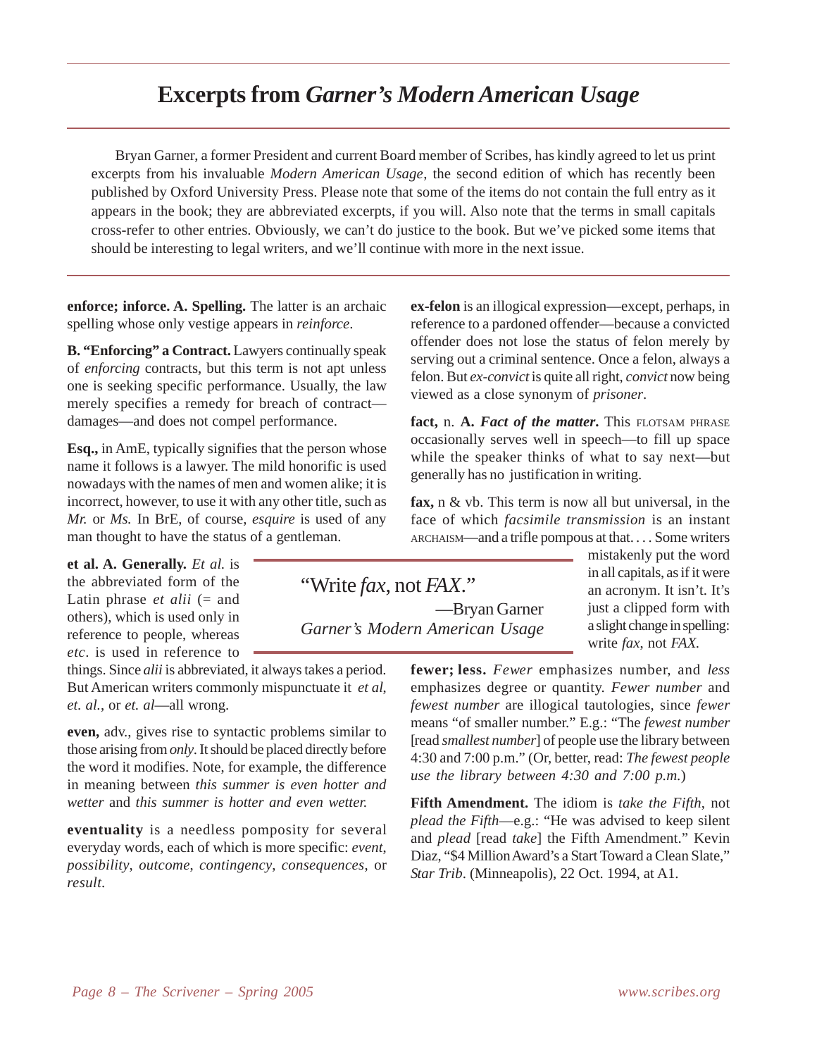# Excerpts from *Garner's Modern American Usage*

Bryan Garner, a former President and current Board member of Scribes, has kindly agreed to let us print excerpts from his invaluable *Modern American Usage*, the second edition of which has recently been published by Oxford University Press. Please note that some of the items do not contain the full entry as it appears in the book; they are abbreviated excerpts, if you will. Also note that the terms in small capitals cross-refer to other entries. Obviously, we can't do justice to the book. But we've picked some items that should be interesting to legal writers, and we'll continue with more in the next issue.

---

**enforce; inforce. A. Spelling.** The latter is an archaic spelling whose only vestige appears in *reinforce*.

**B. "Enforcing" a Contract.** Lawyers continually speak of *enforcing* contracts, but this term is not apt unless one is seeking specific performance. Usually, the law merely specifies a remedy for breach of contract—damages—and does not compel performance.

**Esq.,** in AmE, typically signifies that the person whose name it follows is a lawyer. The mild honorific is used nowadays with the names of men and women alike; it is incorrect, however, to use it with any other title, such as *Mr.* or *Ms.* In BrE, of course, *esquire* is used of any man thought to have the status of a gentleman.

**et al. A. Generally.** *Et al.* is the abbreviated form of the Latin phrase *et alii* (= and others), which is used only in reference to people, whereas *etc*. is used in reference to things. Since *alii* is abbreviated, it always takes a period. But American writers commonly mispunctuate it *et al*, *et. al.*, or *et. al*—all wrong.

**even,** adv., gives rise to syntactic problems similar to those arising from *only*. It should be placed directly before the word it modifies. Note, for example, the difference in meaning between *this summer is even hotter and wetter* and *this summer is hotter and even wetter.*

**eventuality** is a needless pomposity for several everyday words, each of which is more specific: *event*, *possibility*, *outcome*, *contingency*, *consequences*, or *result*.

**ex-felon** is an illogical expression—except, perhaps, in reference to a pardoned offender—because a convicted offender does not lose the status of felon merely by serving out a criminal sentence. Once a felon, always a felon. But *ex-convict* is quite all right, *convict* now being viewed as a close synonym of *prisoner*.

**fact,** n. **A. *Fact of the matter*.** This FLOTSAM PHRASE occasionally serves well in speech—to fill up space while the speaker thinks of what to say next—but generally has no justification in writing.

**fax,** n & vb. This term is now all but universal, in the face of which *facsimile transmission* is an instant ARCHAISM—and a trifle pompous at that. . . . Some writers mistakenly put the word in all capitals, as if it were an acronym. It isn't. It's just a clipped form with a slight change in spelling: write *fax*, not *FAX*.

> "Write *fax*, not *FAX*."
>
> —Bryan Garner
>
> *Garner's Modern American Usage*

**fewer; less.** *Fewer* emphasizes number, and *less* emphasizes degree or quantity. *Fewer number* and *fewest number* are illogical tautologies, since *fewer* means "of smaller number." E.g.: "The *fewest number* [read *smallest number*] of people use the library between 4:30 and 7:00 p.m." (Or, better, read: *The fewest people use the library between 4:30 and 7:00 p.m.*)

**Fifth Amendment.** The idiom is *take the Fifth*, not *plead the Fifth*—e.g.: "He was advised to keep silent and *plead* [read *take*] the Fifth Amendment." Kevin Diaz, "$4 Million Award's a Start Toward a Clean Slate," *Star Trib*. (Minneapolis), 22 Oct. 1994, at A1.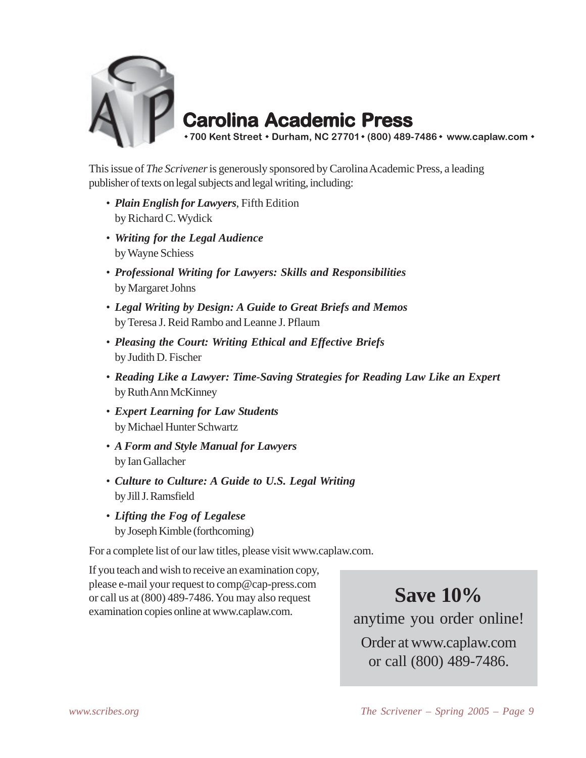# Carolina Academic Press

• 700 Kent Street • Durham, NC 27701 • (800) 489-7486 • www.caplaw.com •

This issue of *The Scrivener* is generously sponsored by Carolina Academic Press, a leading publisher of texts on legal subjects and legal writing, including:

- ***Plain English for Lawyers***, Fifth Edition
  by Richard C. Wydick
- ***Writing for the Legal Audience***
  by Wayne Schiess
- ***Professional Writing for Lawyers: Skills and Responsibilities***
  by Margaret Johns
- ***Legal Writing by Design: A Guide to Great Briefs and Memos***
  by Teresa J. Reid Rambo and Leanne J. Pflaum
- ***Pleasing the Court: Writing Ethical and Effective Briefs***
  by Judith D. Fischer
- ***Reading Like a Lawyer: Time-Saving Strategies for Reading Law Like an Expert***
  by Ruth Ann McKinney
- ***Expert Learning for Law Students***
  by Michael Hunter Schwartz
- ***A Form and Style Manual for Lawyers***
  by Ian Gallacher
- ***Culture to Culture: A Guide to U.S. Legal Writing***
  by Jill J. Ramsfield
- ***Lifting the Fog of Legalese***
  by Joseph Kimble (forthcoming)

For a complete list of our law titles, please visit www.caplaw.com.

If you teach and wish to receive an examination copy, please e-mail your request to comp@cap-press.com or call us at (800) 489-7486. You may also request examination copies online at www.caplaw.com.

**Save 10%**

anytime you order online!

Order at www.caplaw.com or call (800) 489-7486.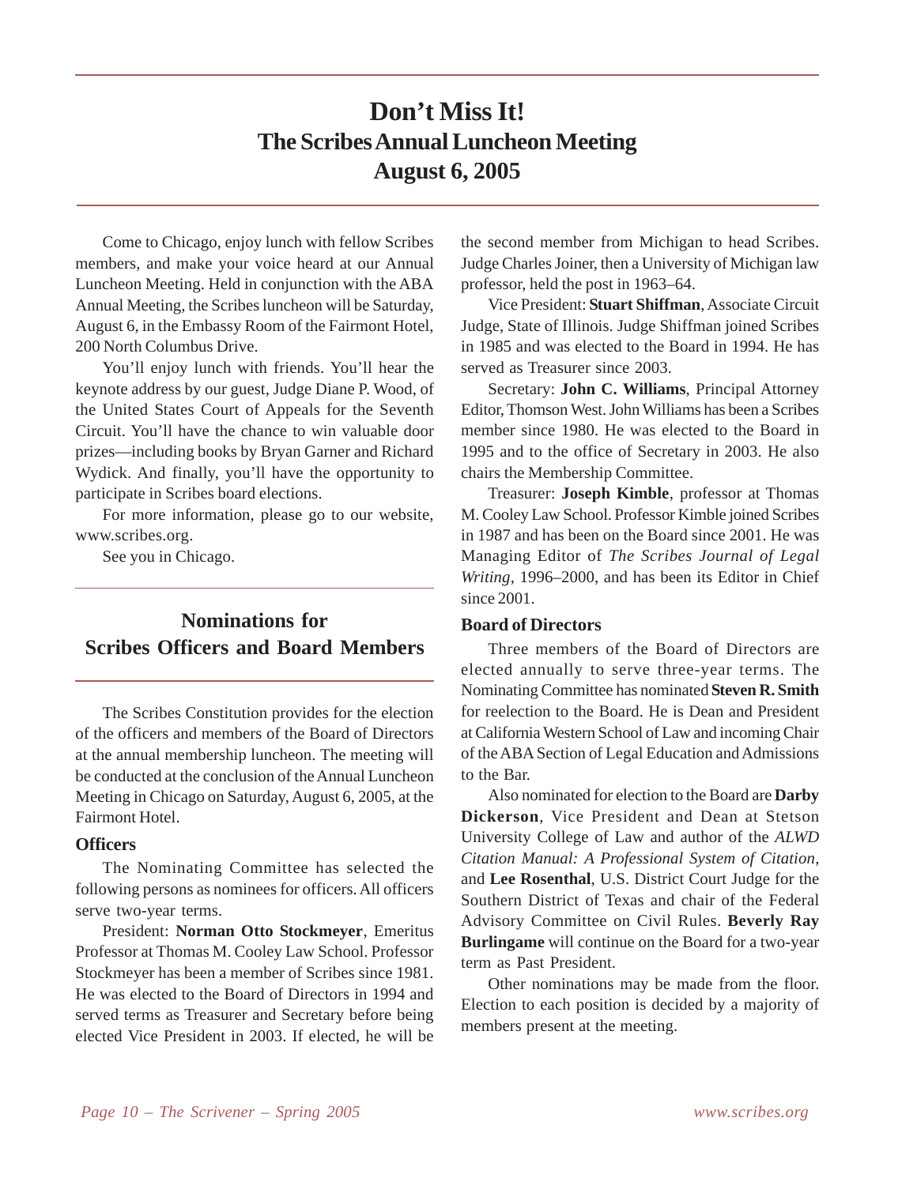# Don't Miss It!
# The Scribes Annual Luncheon Meeting
# August 6, 2005

Come to Chicago, enjoy lunch with fellow Scribes members, and make your voice heard at our Annual Luncheon Meeting. Held in conjunction with the ABA Annual Meeting, the Scribes luncheon will be Saturday, August 6, in the Embassy Room of the Fairmont Hotel, 200 North Columbus Drive.

You'll enjoy lunch with friends. You'll hear the keynote address by our guest, Judge Diane P. Wood, of the United States Court of Appeals for the Seventh Circuit. You'll have the chance to win valuable door prizes—including books by Bryan Garner and Richard Wydick. And finally, you'll have the opportunity to participate in Scribes board elections.

For more information, please go to our website, www.scribes.org.

See you in Chicago.

## Nominations for Scribes Officers and Board Members

The Scribes Constitution provides for the election of the officers and members of the Board of Directors at the annual membership luncheon. The meeting will be conducted at the conclusion of the Annual Luncheon Meeting in Chicago on Saturday, August 6, 2005, at the Fairmont Hotel.

### Officers

The Nominating Committee has selected the following persons as nominees for officers. All officers serve two-year terms.

President: **Norman Otto Stockmeyer**, Emeritus Professor at Thomas M. Cooley Law School. Professor Stockmeyer has been a member of Scribes since 1981. He was elected to the Board of Directors in 1994 and served terms as Treasurer and Secretary before being elected Vice President in 2003. If elected, he will be the second member from Michigan to head Scribes. Judge Charles Joiner, then a University of Michigan law professor, held the post in 1963–64.

Vice President: **Stuart Shiffman**, Associate Circuit Judge, State of Illinois. Judge Shiffman joined Scribes in 1985 and was elected to the Board in 1994. He has served as Treasurer since 2003.

Secretary: **John C. Williams**, Principal Attorney Editor, Thomson West. John Williams has been a Scribes member since 1980. He was elected to the Board in 1995 and to the office of Secretary in 2003. He also chairs the Membership Committee.

Treasurer: **Joseph Kimble**, professor at Thomas M. Cooley Law School. Professor Kimble joined Scribes in 1987 and has been on the Board since 2001. He was Managing Editor of *The Scribes Journal of Legal Writing*, 1996–2000, and has been its Editor in Chief since 2001.

### Board of Directors

Three members of the Board of Directors are elected annually to serve three-year terms. The Nominating Committee has nominated **Steven R. Smith** for reelection to the Board. He is Dean and President at California Western School of Law and incoming Chair of the ABA Section of Legal Education and Admissions to the Bar.

Also nominated for election to the Board are **Darby Dickerson**, Vice President and Dean at Stetson University College of Law and author of the *ALWD Citation Manual: A Professional System of Citation*, and **Lee Rosenthal**, U.S. District Court Judge for the Southern District of Texas and chair of the Federal Advisory Committee on Civil Rules. **Beverly Ray Burlingame** will continue on the Board for a two-year term as Past President.

Other nominations may be made from the floor. Election to each position is decided by a majority of members present at the meeting.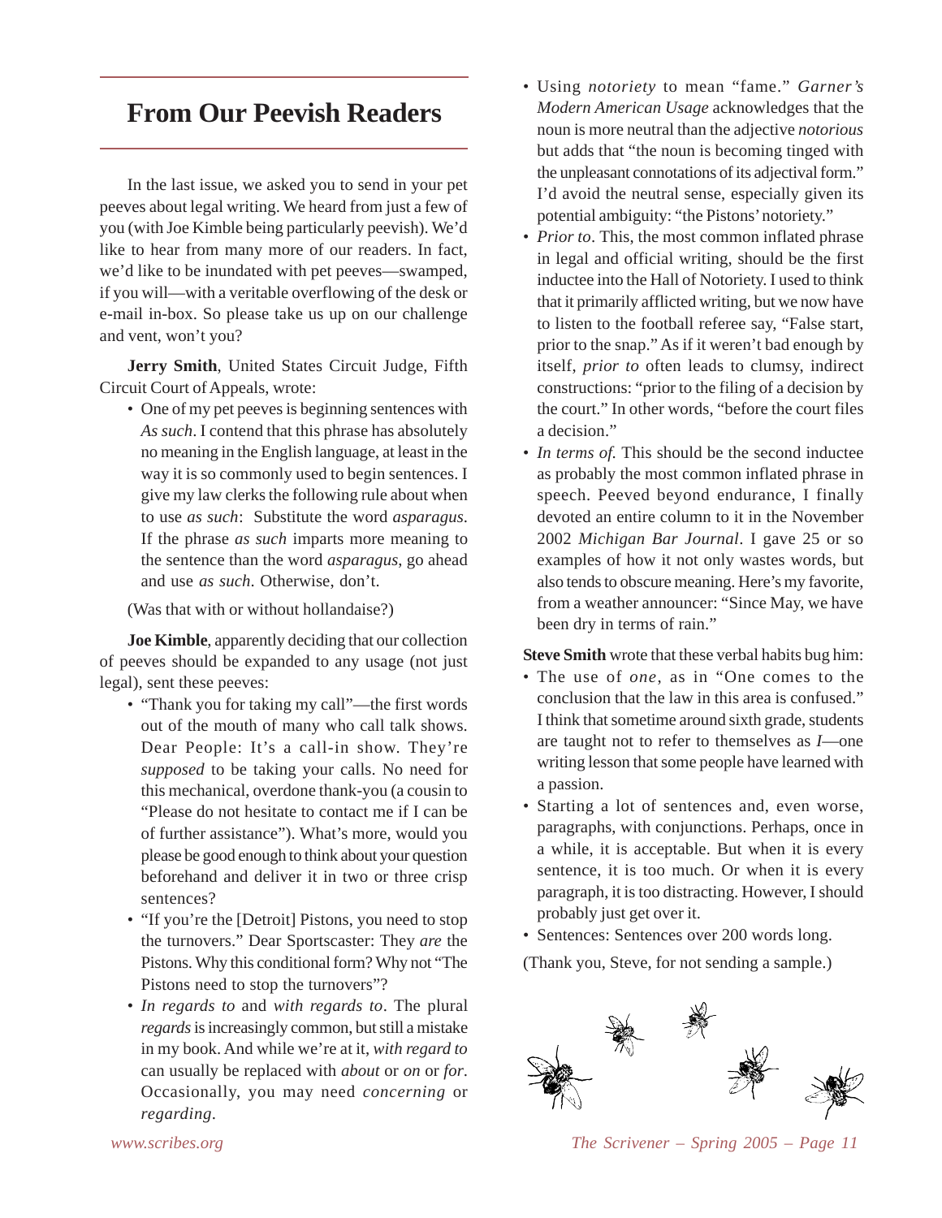## From Our Peevish Readers

In the last issue, we asked you to send in your pet peeves about legal writing. We heard from just a few of you (with Joe Kimble being particularly peevish). We'd like to hear from many more of our readers. In fact, we'd like to be inundated with pet peeves—swamped, if you will—with a veritable overflowing of the desk or e-mail in-box. So please take us up on our challenge and vent, won't you?

**Jerry Smith**, United States Circuit Judge, Fifth Circuit Court of Appeals, wrote:

- One of my pet peeves is beginning sentences with *As such*. I contend that this phrase has absolutely no meaning in the English language, at least in the way it is so commonly used to begin sentences. I give my law clerks the following rule about when to use *as such*: Substitute the word *asparagus*. If the phrase *as such* imparts more meaning to the sentence than the word *asparagus*, go ahead and use *as such*. Otherwise, don't.

(Was that with or without hollandaise?)

**Joe Kimble**, apparently deciding that our collection of peeves should be expanded to any usage (not just legal), sent these peeves:

- "Thank you for taking my call"—the first words out of the mouth of many who call talk shows. Dear People: It's a call-in show. They're *supposed* to be taking your calls. No need for this mechanical, overdone thank-you (a cousin to "Please do not hesitate to contact me if I can be of further assistance"). What's more, would you please be good enough to think about your question beforehand and deliver it in two or three crisp sentences?
- "If you're the [Detroit] Pistons, you need to stop the turnovers." Dear Sportscaster: They *are* the Pistons. Why this conditional form? Why not "The Pistons need to stop the turnovers"?
- *In regards to* and *with regards to*. The plural *regards* is increasingly common, but still a mistake in my book. And while we're at it, *with regard to* can usually be replaced with *about* or *on* or *for*. Occasionally, you may need *concerning* or *regarding*.
- Using *notoriety* to mean "fame." *Garner's Modern American Usage* acknowledges that the noun is more neutral than the adjective *notorious* but adds that "the noun is becoming tinged with the unpleasant connotations of its adjectival form." I'd avoid the neutral sense, especially given its potential ambiguity: "the Pistons' notoriety."
- *Prior to*. This, the most common inflated phrase in legal and official writing, should be the first inductee into the Hall of Notoriety. I used to think that it primarily afflicted writing, but we now have to listen to the football referee say, "False start, prior to the snap." As if it weren't bad enough by itself, *prior to* often leads to clumsy, indirect constructions: "prior to the filing of a decision by the court." In other words, "before the court files a decision."
- *In terms of.* This should be the second inductee as probably the most common inflated phrase in speech. Peeved beyond endurance, I finally devoted an entire column to it in the November 2002 *Michigan Bar Journal*. I gave 25 or so examples of how it not only wastes words, but also tends to obscure meaning. Here's my favorite, from a weather announcer: "Since May, we have been dry in terms of rain."

**Steve Smith** wrote that these verbal habits bug him:

- The use of *one*, as in "One comes to the conclusion that the law in this area is confused." I think that sometime around sixth grade, students are taught not to refer to themselves as *I*—one writing lesson that some people have learned with a passion.
- Starting a lot of sentences and, even worse, paragraphs, with conjunctions. Perhaps, once in a while, it is acceptable. But when it is every sentence, it is too much. Or when it is every paragraph, it is too distracting. However, I should probably just get over it.
- Sentences: Sentences over 200 words long.

(Thank you, Steve, for not sending a sample.)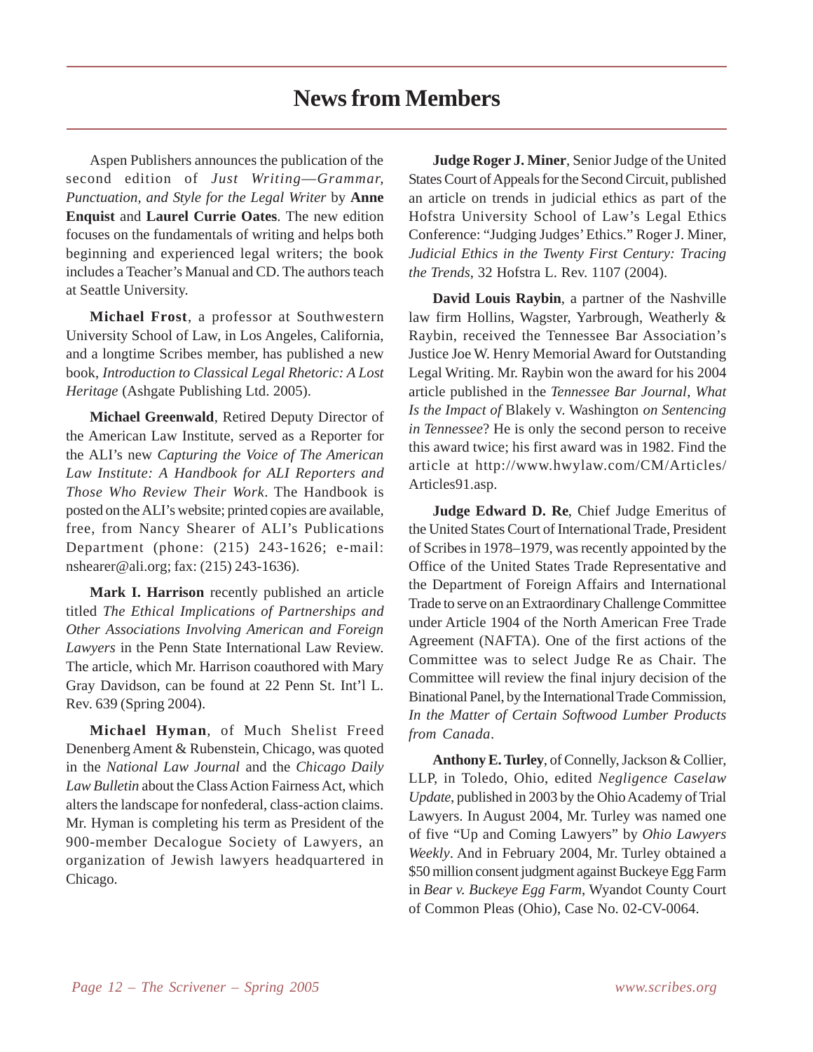# News from Members

Aspen Publishers announces the publication of the second edition of *Just Writing—Grammar, Punctuation, and Style for the Legal Writer* by **Anne Enquist** and **Laurel Currie Oates**. The new edition focuses on the fundamentals of writing and helps both beginning and experienced legal writers; the book includes a Teacher's Manual and CD. The authors teach at Seattle University.

**Michael Frost**, a professor at Southwestern University School of Law, in Los Angeles, California, and a longtime Scribes member, has published a new book, *Introduction to Classical Legal Rhetoric: A Lost Heritage* (Ashgate Publishing Ltd. 2005).

**Michael Greenwald**, Retired Deputy Director of the American Law Institute, served as a Reporter for the ALI's new *Capturing the Voice of The American Law Institute: A Handbook for ALI Reporters and Those Who Review Their Work*. The Handbook is posted on the ALI's website; printed copies are available, free, from Nancy Shearer of ALI's Publications Department (phone: (215) 243-1626; e-mail: nshearer@ali.org; fax: (215) 243-1636).

**Mark I. Harrison** recently published an article titled *The Ethical Implications of Partnerships and Other Associations Involving American and Foreign Lawyers* in the Penn State International Law Review. The article, which Mr. Harrison coauthored with Mary Gray Davidson, can be found at 22 Penn St. Int'l L. Rev. 639 (Spring 2004).

**Michael Hyman**, of Much Shelist Freed Denenberg Ament & Rubenstein, Chicago, was quoted in the *National Law Journal* and the *Chicago Daily Law Bulletin* about the Class Action Fairness Act, which alters the landscape for nonfederal, class-action claims. Mr. Hyman is completing his term as President of the 900-member Decalogue Society of Lawyers, an organization of Jewish lawyers headquartered in Chicago.

**Judge Roger J. Miner**, Senior Judge of the United States Court of Appeals for the Second Circuit, published an article on trends in judicial ethics as part of the Hofstra University School of Law's Legal Ethics Conference: "Judging Judges' Ethics." Roger J. Miner, *Judicial Ethics in the Twenty First Century: Tracing the Trends*, 32 Hofstra L. Rev. 1107 (2004).

**David Louis Raybin**, a partner of the Nashville law firm Hollins, Wagster, Yarbrough, Weatherly & Raybin, received the Tennessee Bar Association's Justice Joe W. Henry Memorial Award for Outstanding Legal Writing. Mr. Raybin won the award for his 2004 article published in the *Tennessee Bar Journal*, *What Is the Impact of* Blakely v. Washington *on Sentencing in Tennessee*? He is only the second person to receive this award twice; his first award was in 1982. Find the article at http://www.hwylaw.com/CM/Articles/Articles91.asp.

**Judge Edward D. Re**, Chief Judge Emeritus of the United States Court of International Trade, President of Scribes in 1978–1979, was recently appointed by the Office of the United States Trade Representative and the Department of Foreign Affairs and International Trade to serve on an Extraordinary Challenge Committee under Article 1904 of the North American Free Trade Agreement (NAFTA). One of the first actions of the Committee was to select Judge Re as Chair. The Committee will review the final injury decision of the Binational Panel, by the International Trade Commission, *In the Matter of Certain Softwood Lumber Products from Canada*.

**Anthony E. Turley**, of Connelly, Jackson & Collier, LLP, in Toledo, Ohio, edited *Negligence Caselaw Update*, published in 2003 by the Ohio Academy of Trial Lawyers. In August 2004, Mr. Turley was named one of five "Up and Coming Lawyers" by *Ohio Lawyers Weekly*. And in February 2004, Mr. Turley obtained a $50 million consent judgment against Buckeye Egg Farm in *Bear v. Buckeye Egg Farm*, Wyandot County Court of Common Pleas (Ohio), Case No. 02-CV-0064.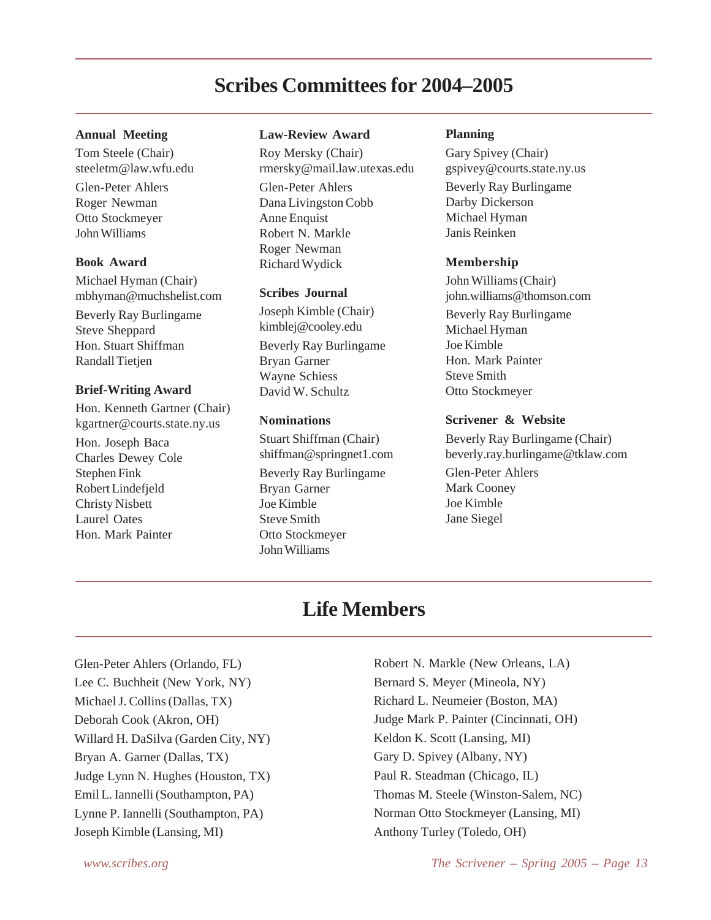# Scribes Committees for 2004–2005

### Annual Meeting

Tom Steele (Chair)
steeletm@law.wfu.edu

Glen-Peter Ahlers
Roger Newman
Otto Stockmeyer
John Williams

### Book Award

Michael Hyman (Chair)
mbhyman@muchshelist.com

Beverly Ray Burlingame
Steve Sheppard
Hon. Stuart Shiffman
Randall Tietjen

### Brief-Writing Award

Hon. Kenneth Gartner (Chair)
kgartner@courts.state.ny.us

Hon. Joseph Baca
Charles Dewey Cole
Stephen Fink
Robert Lindefjeld
Christy Nisbett
Laurel Oates
Hon. Mark Painter

### Law-Review Award

Roy Mersky (Chair)
rmersky@mail.law.utexas.edu

Glen-Peter Ahlers
Dana Livingston Cobb
Anne Enquist
Robert N. Markle
Roger Newman
Richard Wydick

### Scribes Journal

Joseph Kimble (Chair)
kimblej@cooley.edu

Beverly Ray Burlingame
Bryan Garner
Wayne Schiess
David W. Schultz

### Nominations

Stuart Shiffman (Chair)
shiffman@springnet1.com

Beverly Ray Burlingame
Bryan Garner
Joe Kimble
Steve Smith
Otto Stockmeyer
John Williams

### Planning

Gary Spivey (Chair)
gspivey@courts.state.ny.us

Beverly Ray Burlingame
Darby Dickerson
Michael Hyman
Janis Reinken

### Membership

John Williams (Chair)
john.williams@thomson.com

Beverly Ray Burlingame
Michael Hyman
Joe Kimble
Hon. Mark Painter
Steve Smith
Otto Stockmeyer

### Scrivener & Website

Beverly Ray Burlingame (Chair)
beverly.ray.burlingame@tklaw.com

Glen-Peter Ahlers
Mark Cooney
Joe Kimble
Jane Siegel

# Life Members

Glen-Peter Ahlers (Orlando, FL)
Lee C. Buchheit (New York, NY)
Michael J. Collins (Dallas, TX)
Deborah Cook (Akron, OH)
Willard H. DaSilva (Garden City, NY)
Bryan A. Garner (Dallas, TX)
Judge Lynn N. Hughes (Houston, TX)
Emil L. Iannelli (Southampton, PA)
Lynne P. Iannelli (Southampton, PA)
Joseph Kimble (Lansing, MI)
Robert N. Markle (New Orleans, LA)
Bernard S. Meyer (Mineola, NY)
Richard L. Neumeier (Boston, MA)
Judge Mark P. Painter (Cincinnati, OH)
Keldon K. Scott (Lansing, MI)
Gary D. Spivey (Albany, NY)
Paul R. Steadman (Chicago, IL)
Thomas M. Steele (Winston-Salem, NC)
Norman Otto Stockmeyer (Lansing, MI)
Anthony Turley (Toledo, OH)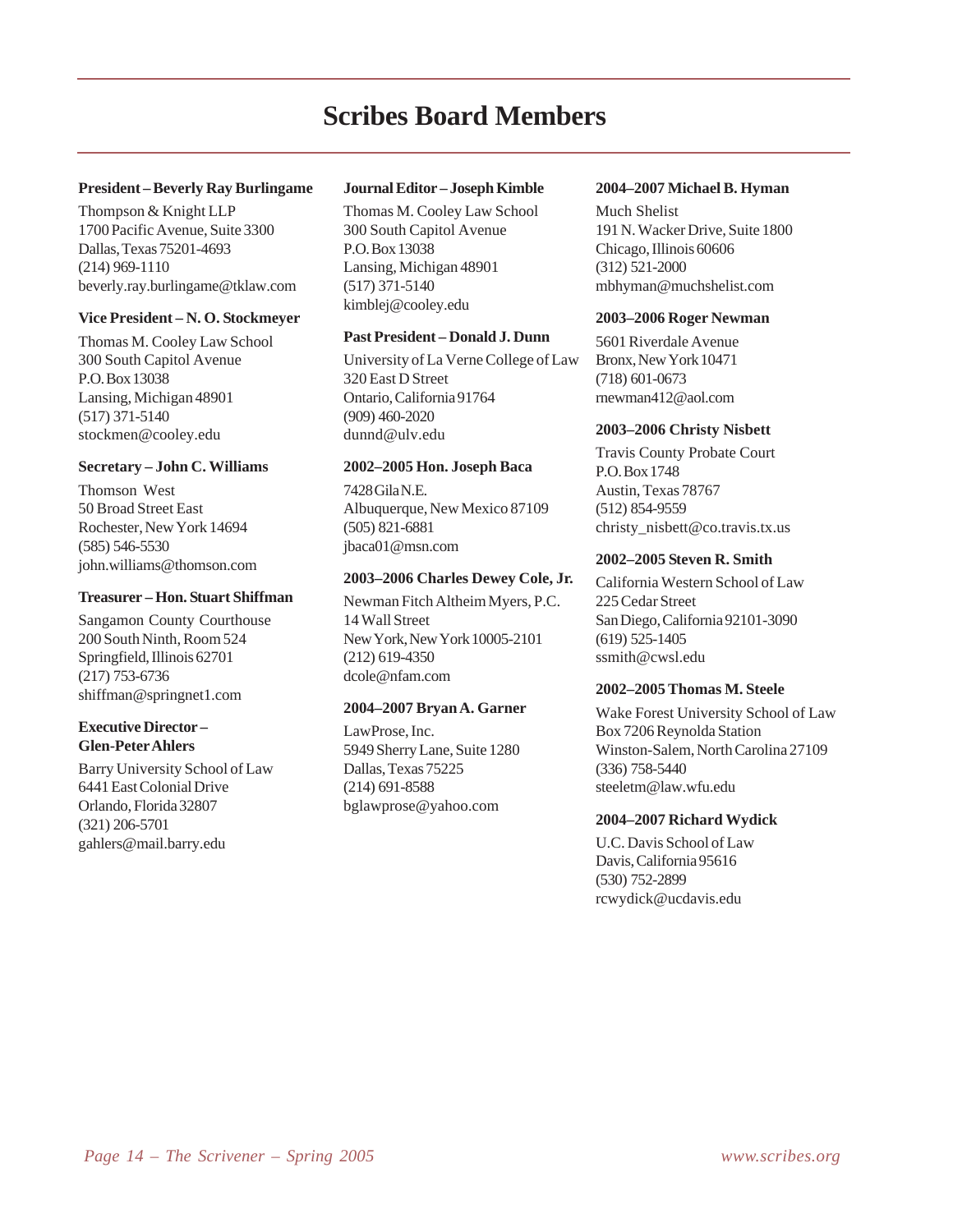# Scribes Board Members

**President – Beverly Ray Burlingame**

Thompson & Knight LLP
1700 Pacific Avenue, Suite 3300
Dallas, Texas 75201-4693
(214) 969-1110
beverly.ray.burlingame@tklaw.com

**Vice President – N. O. Stockmeyer**

Thomas M. Cooley Law School
300 South Capitol Avenue
P.O. Box 13038
Lansing, Michigan 48901
(517) 371-5140
stockmen@cooley.edu

**Secretary – John C. Williams**

Thomson West
50 Broad Street East
Rochester, New York 14694
(585) 546-5530
john.williams@thomson.com

**Treasurer – Hon. Stuart Shiffman**

Sangamon County Courthouse
200 South Ninth, Room 524
Springfield, Illinois 62701
(217) 753-6736
shiffman@springnet1.com

**Executive Director – Glen-Peter Ahlers**

Barry University School of Law
6441 East Colonial Drive
Orlando, Florida 32807
(321) 206-5701
gahlers@mail.barry.edu

**Journal Editor – Joseph Kimble**

Thomas M. Cooley Law School
300 South Capitol Avenue
P.O. Box 13038
Lansing, Michigan 48901
(517) 371-5140
kimblej@cooley.edu

**Past President – Donald J. Dunn**

University of La Verne College of Law
320 East D Street
Ontario, California 91764
(909) 460-2020
dunnd@ulv.edu

**2002–2005 Hon. Joseph Baca**

7428 Gila N.E.
Albuquerque, New Mexico 87109
(505) 821-6881
jbaca01@msn.com

**2003–2006 Charles Dewey Cole, Jr.**

Newman Fitch Altheim Myers, P.C.
14 Wall Street
New York, New York 10005-2101
(212) 619-4350
dcole@nfam.com

**2004–2007 Bryan A. Garner**

LawProse, Inc.
5949 Sherry Lane, Suite 1280
Dallas, Texas 75225
(214) 691-8588
bglawprose@yahoo.com

**2004–2007 Michael B. Hyman**

Much Shelist
191 N. Wacker Drive, Suite 1800
Chicago, Illinois 60606
(312) 521-2000
mbhyman@muchshelist.com

**2003–2006 Roger Newman**

5601 Riverdale Avenue
Bronx, New York 10471
(718) 601-0673
rnewman412@aol.com

**2003–2006 Christy Nisbett**

Travis County Probate Court
P.O. Box 1748
Austin, Texas 78767
(512) 854-9559
christy_nisbett@co.travis.tx.us

**2002–2005 Steven R. Smith**

California Western School of Law
225 Cedar Street
San Diego, California 92101-3090
(619) 525-1405
ssmith@cwsl.edu

**2002–2005 Thomas M. Steele**

Wake Forest University School of Law
Box 7206 Reynolda Station
Winston-Salem, North Carolina 27109
(336) 758-5440
steeletm@law.wfu.edu

**2004–2007 Richard Wydick**

U.C. Davis School of Law
Davis, California 95616
(530) 752-2899
rcwydick@ucdavis.edu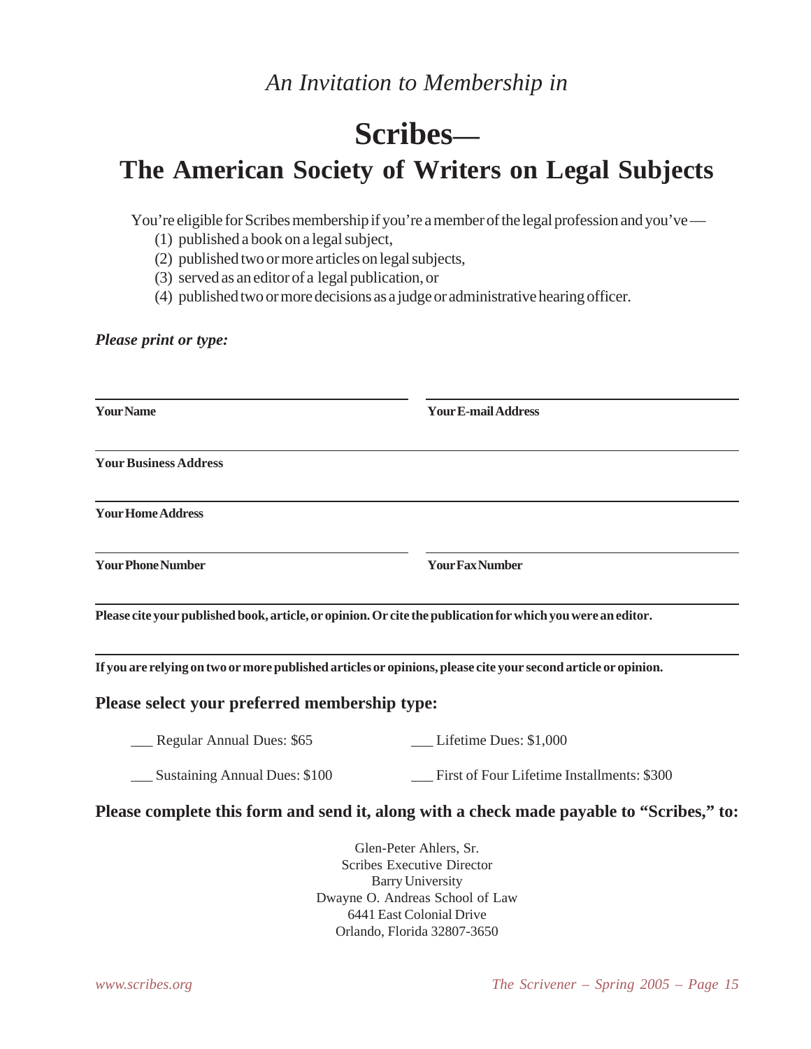*An Invitation to Membership in*

# Scribes—
# The American Society of Writers on Legal Subjects

You're eligible for Scribes membership if you're a member of the legal profession and you've —

(1) published a book on a legal subject,
(2) published two or more articles on legal subjects,
(3) served as an editor of a legal publication, or
(4) published two or more decisions as a judge or administrative hearing officer.

***Please print or type:***

**Your Name**

**Your E-mail Address**

**Your Business Address**

**Your Home Address**

**Your Phone Number**

**Your Fax Number**

**Please cite your published book, article, or opinion. Or cite the publication for which you were an editor.**

**If you are relying on two or more published articles or opinions, please cite your second article or opinion.**

### Please select your preferred membership type:

___ Regular Annual Dues: $65

___ Lifetime Dues: $1,000

___ Sustaining Annual Dues: $100

___ First of Four Lifetime Installments: $300

### Please complete this form and send it, along with a check made payable to "Scribes," to:

Glen-Peter Ahlers, Sr.
Scribes Executive Director
Barry University
Dwayne O. Andreas School of Law
6441 East Colonial Drive
Orlando, Florida 32807-3650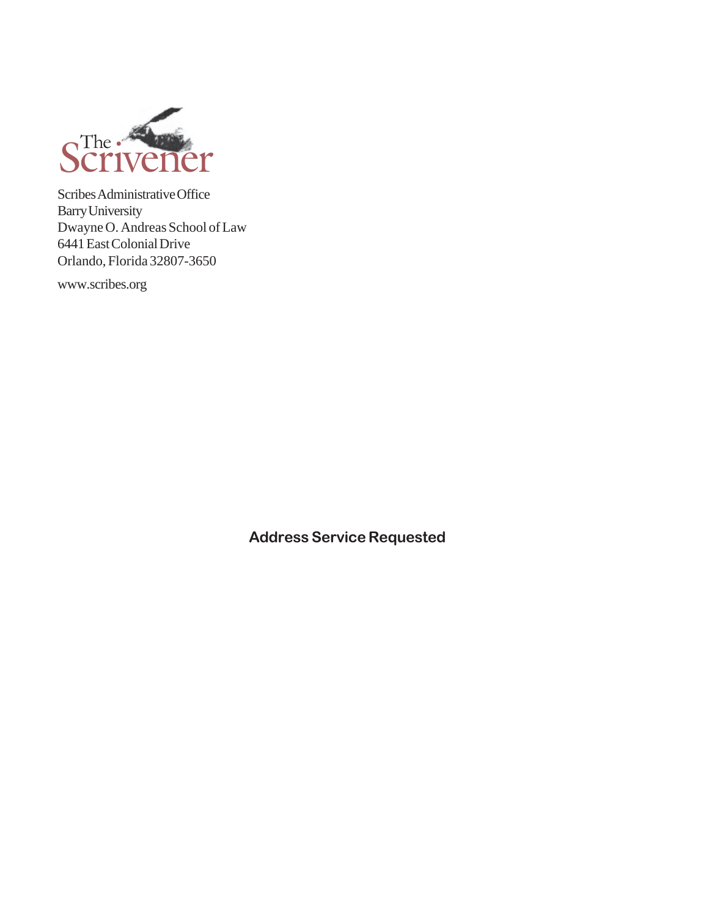The Scrivener

Scribes Administrative Office
Barry University
Dwayne O. Andreas School of Law
6441 East Colonial Drive
Orlando, Florida 32807-3650

www.scribes.org

**Address Service Requested**